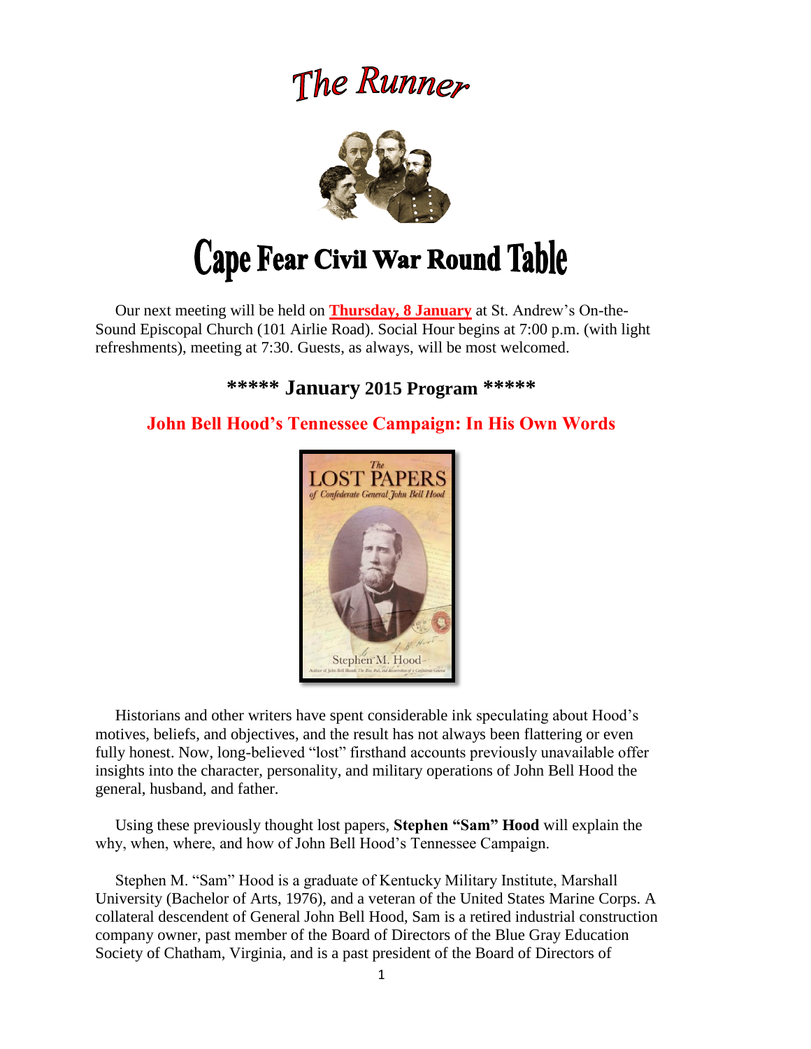# The Runner

# Cape Fear Civil War Round Table

Our next meeting will be held on **Thursday, 8 January** at St. Andrew's On-the-Sound Episcopal Church (101 Airlie Road). Social Hour begins at 7:00 p.m. (with light refreshments), meeting at 7:30. Guests, as always, will be most welcomed.

## ***** January 2015 Program *****

### John Bell Hood's Tennessee Campaign: In His Own Words

Historians and other writers have spent considerable ink speculating about Hood's motives, beliefs, and objectives, and the result has not always been flattering or even fully honest. Now, long-believed "lost" firsthand accounts previously unavailable offer insights into the character, personality, and military operations of John Bell Hood the general, husband, and father.

Using these previously thought lost papers, **Stephen "Sam" Hood** will explain the why, when, where, and how of John Bell Hood's Tennessee Campaign.

Stephen M. "Sam" Hood is a graduate of Kentucky Military Institute, Marshall University (Bachelor of Arts, 1976), and a veteran of the United States Marine Corps. A collateral descendent of General John Bell Hood, Sam is a retired industrial construction company owner, past member of the Board of Directors of the Blue Gray Education Society of Chatham, Virginia, and is a past president of the Board of Directors of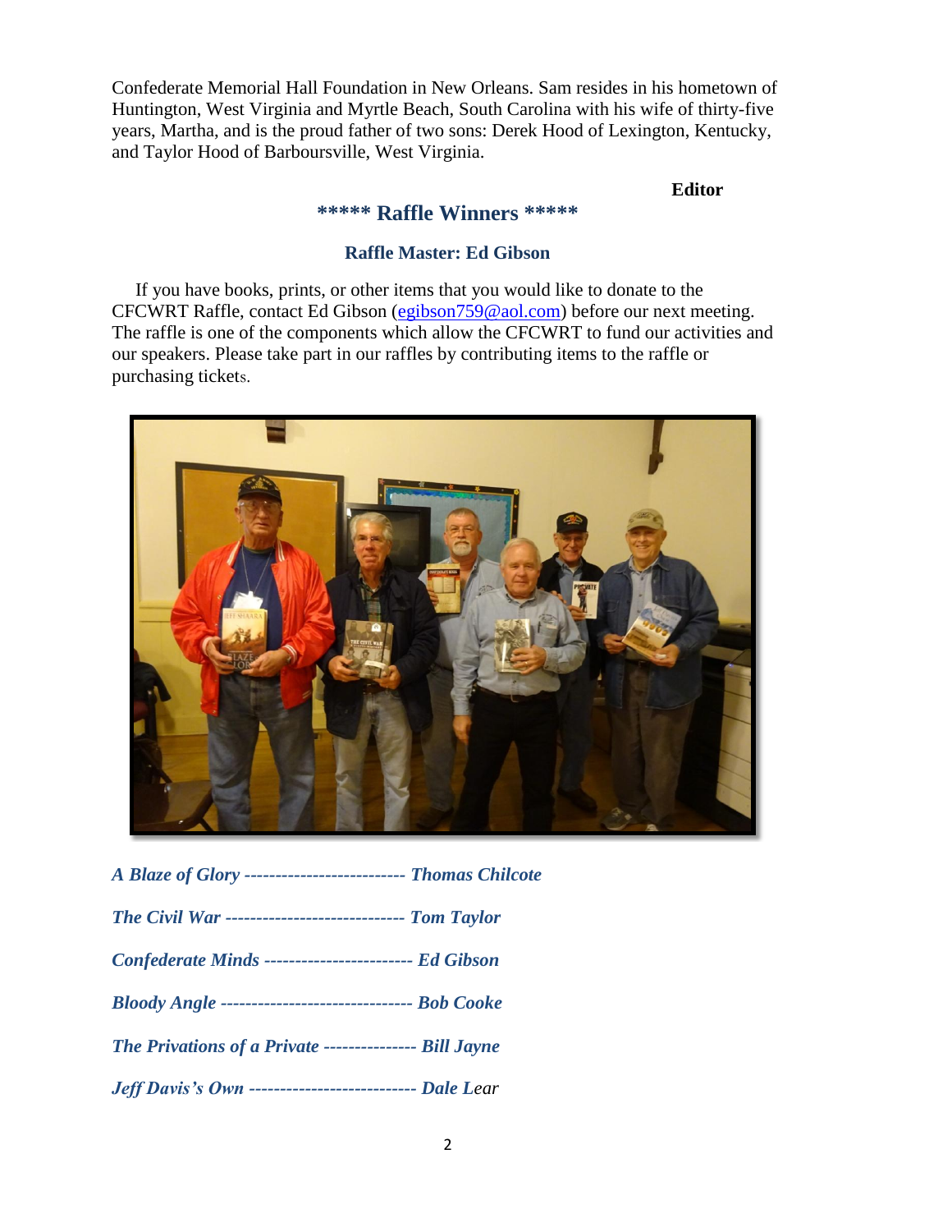Confederate Memorial Hall Foundation in New Orleans. Sam resides in his hometown of Huntington, West Virginia and Myrtle Beach, South Carolina with his wife of thirty-five years, Martha, and is the proud father of two sons: Derek Hood of Lexington, Kentucky, and Taylor Hood of Barboursville, West Virginia.

**Editor**

## ***** Raffle Winners *****

### Raffle Master: Ed Gibson

If you have books, prints, or other items that you would like to donate to the CFCWRT Raffle, contact Ed Gibson (egibson759@aol.com) before our next meeting. The raffle is one of the components which allow the CFCWRT to fund our activities and our speakers. Please take part in our raffles by contributing items to the raffle or purchasing tickets.

***A Blaze of Glory* -------------------------- *Thomas Chilcote***

***The Civil War* ----------------------------- *Tom Taylor***

***Confederate Minds* ------------------------ *Ed Gibson***

***Bloody Angle* ------------------------------- *Bob Cooke***

***The Privations of a Private* --------------- *Bill Jayne***

***Jeff Davis's Own* --------------------------- *Dale Lear***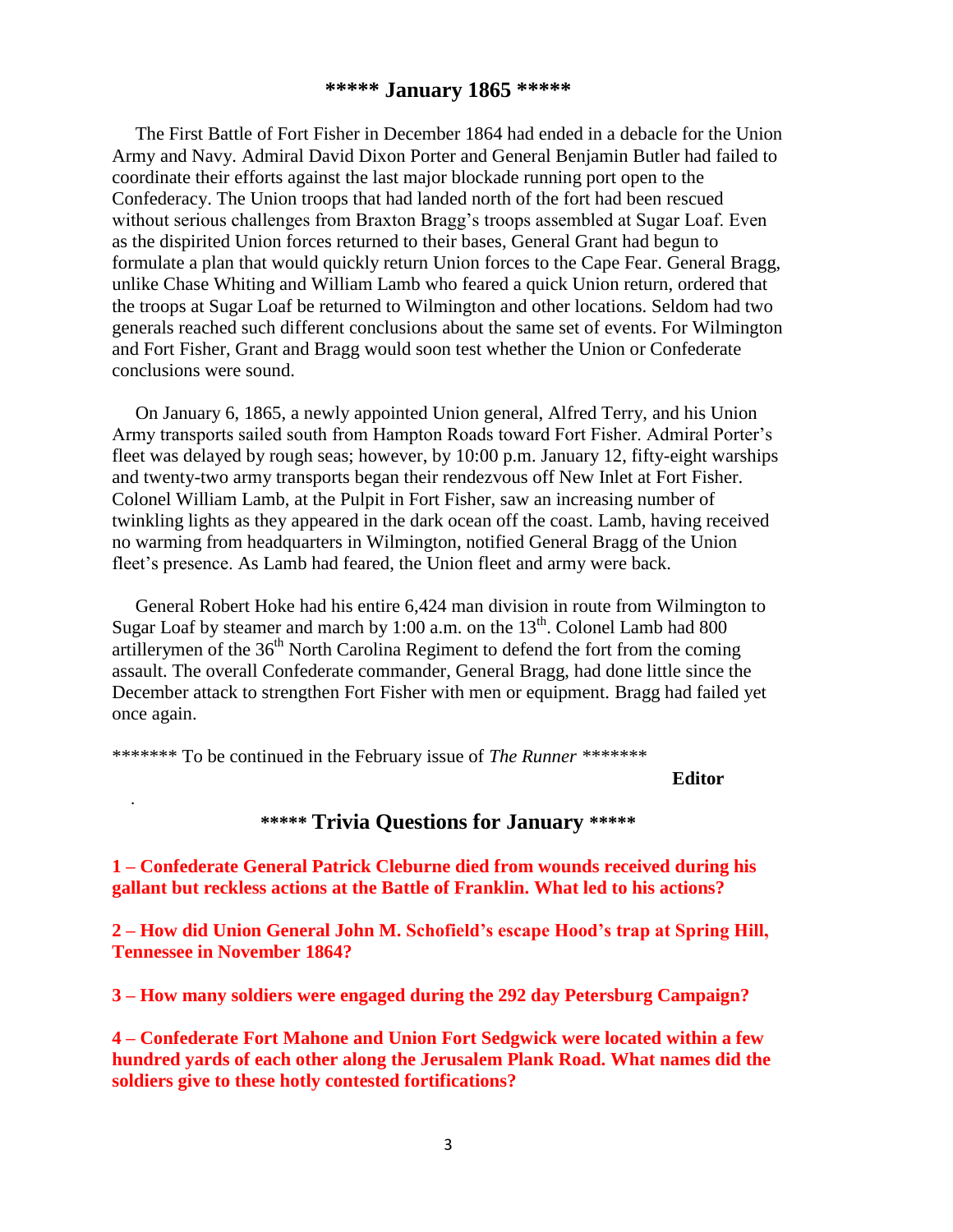## ***** January 1865 *****

The First Battle of Fort Fisher in December 1864 had ended in a debacle for the Union Army and Navy. Admiral David Dixon Porter and General Benjamin Butler had failed to coordinate their efforts against the last major blockade running port open to the Confederacy. The Union troops that had landed north of the fort had been rescued without serious challenges from Braxton Bragg's troops assembled at Sugar Loaf. Even as the dispirited Union forces returned to their bases, General Grant had begun to formulate a plan that would quickly return Union forces to the Cape Fear. General Bragg, unlike Chase Whiting and William Lamb who feared a quick Union return, ordered that the troops at Sugar Loaf be returned to Wilmington and other locations. Seldom had two generals reached such different conclusions about the same set of events. For Wilmington and Fort Fisher, Grant and Bragg would soon test whether the Union or Confederate conclusions were sound.

On January 6, 1865, a newly appointed Union general, Alfred Terry, and his Union Army transports sailed south from Hampton Roads toward Fort Fisher. Admiral Porter's fleet was delayed by rough seas; however, by 10:00 p.m. January 12, fifty-eight warships and twenty-two army transports began their rendezvous off New Inlet at Fort Fisher. Colonel William Lamb, at the Pulpit in Fort Fisher, saw an increasing number of twinkling lights as they appeared in the dark ocean off the coast. Lamb, having received no warming from headquarters in Wilmington, notified General Bragg of the Union fleet's presence. As Lamb had feared, the Union fleet and army were back.

General Robert Hoke had his entire 6,424 man division in route from Wilmington to Sugar Loaf by steamer and march by 1:00 a.m. on the 13th. Colonel Lamb had 800 artillerymen of the 36th North Carolina Regiment to defend the fort from the coming assault. The overall Confederate commander, General Bragg, had done little since the December attack to strengthen Fort Fisher with men or equipment. Bragg had failed yet once again.

******* To be continued in the February issue of *The Runner* *******

**Editor**

## ***** Trivia Questions for January *****

**1 – Confederate General Patrick Cleburne died from wounds received during his gallant but reckless actions at the Battle of Franklin. What led to his actions?**

**2 – How did Union General John M. Schofield's escape Hood's trap at Spring Hill, Tennessee in November 1864?**

**3 – How many soldiers were engaged during the 292 day Petersburg Campaign?**

**4 – Confederate Fort Mahone and Union Fort Sedgwick were located within a few hundred yards of each other along the Jerusalem Plank Road. What names did the soldiers give to these hotly contested fortifications?**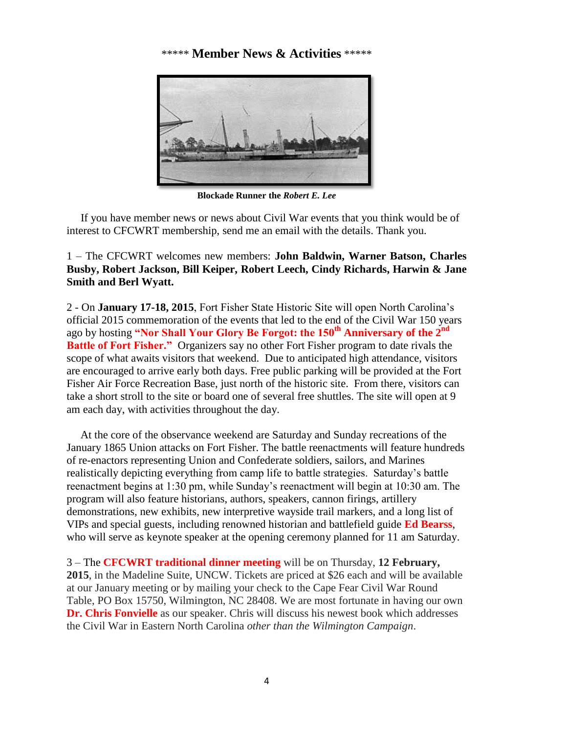## \*\*\*\*\* Member News & Activities \*\*\*\*\*

**Blockade Runner the *Robert E. Lee***

If you have member news or news about Civil War events that you think would be of interest to CFCWRT membership, send me an email with the details. Thank you.

1 – The CFCWRT welcomes new members: **John Baldwin, Warner Batson, Charles Busby, Robert Jackson, Bill Keiper, Robert Leech, Cindy Richards, Harwin & Jane Smith and Berl Wyatt.**

2 - On **January 17-18, 2015**, Fort Fisher State Historic Site will open North Carolina's official 2015 commemoration of the events that led to the end of the Civil War 150 years ago by hosting **"Nor Shall Your Glory Be Forgot: the 150th Anniversary of the 2nd Battle of Fort Fisher."** Organizers say no other Fort Fisher program to date rivals the scope of what awaits visitors that weekend. Due to anticipated high attendance, visitors are encouraged to arrive early both days. Free public parking will be provided at the Fort Fisher Air Force Recreation Base, just north of the historic site. From there, visitors can take a short stroll to the site or board one of several free shuttles. The site will open at 9 am each day, with activities throughout the day.

At the core of the observance weekend are Saturday and Sunday recreations of the January 1865 Union attacks on Fort Fisher. The battle reenactments will feature hundreds of re-enactors representing Union and Confederate soldiers, sailors, and Marines realistically depicting everything from camp life to battle strategies. Saturday's battle reenactment begins at 1:30 pm, while Sunday's reenactment will begin at 10:30 am. The program will also feature historians, authors, speakers, cannon firings, artillery demonstrations, new exhibits, new interpretive wayside trail markers, and a long list of VIPs and special guests, including renowned historian and battlefield guide **Ed Bearss**, who will serve as keynote speaker at the opening ceremony planned for 11 am Saturday.

3 – The **CFCWRT traditional dinner meeting** will be on Thursday, **12 February, 2015**, in the Madeline Suite, UNCW. Tickets are priced at $26 each and will be available at our January meeting or by mailing your check to the Cape Fear Civil War Round Table, PO Box 15750, Wilmington, NC 28408. We are most fortunate in having our own **Dr. Chris Fonvielle** as our speaker. Chris will discuss his newest book which addresses the Civil War in Eastern North Carolina *other than the Wilmington Campaign*.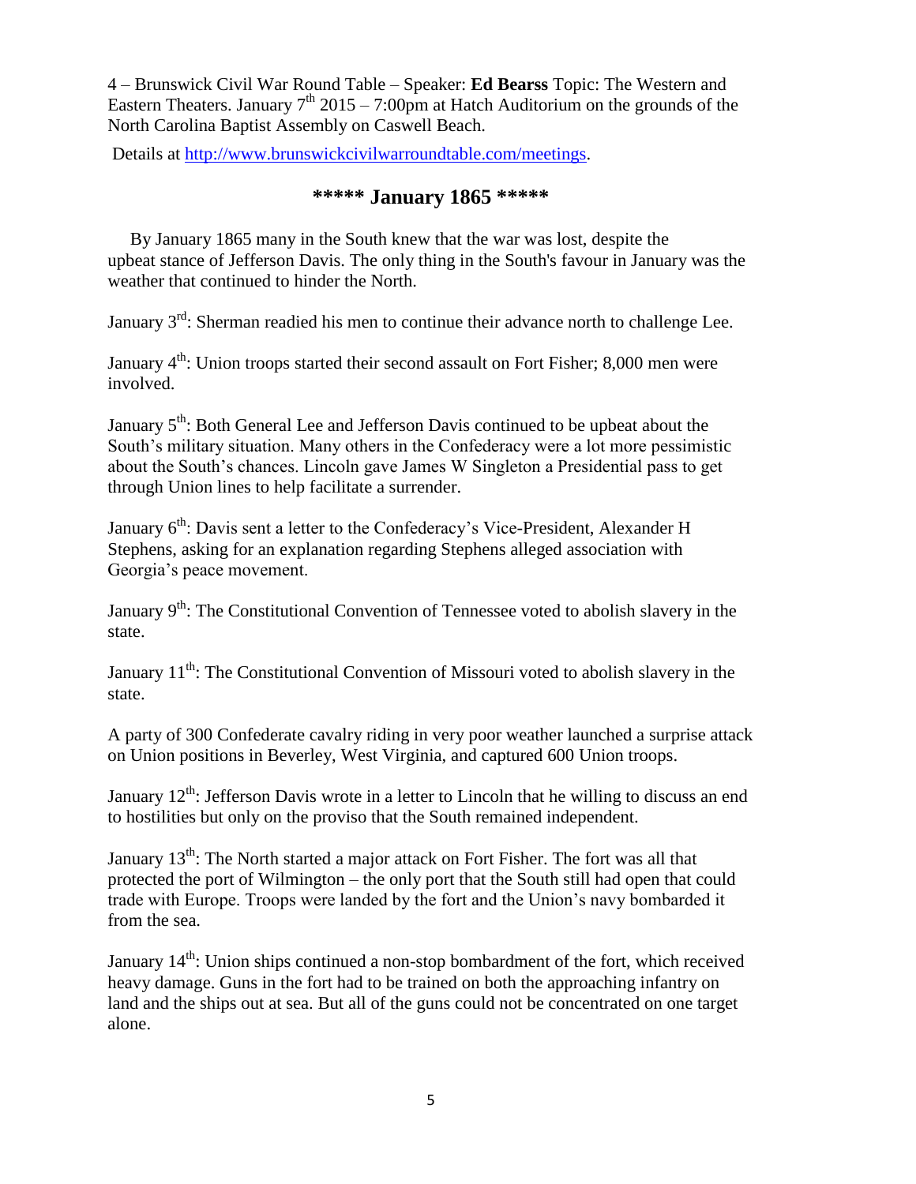4 – Brunswick Civil War Round Table – Speaker: **Ed Bearss** Topic: The Western and Eastern Theaters. January 7th 2015 – 7:00pm at Hatch Auditorium on the grounds of the North Carolina Baptist Assembly on Caswell Beach.

Details at http://www.brunswickcivilwarroundtable.com/meetings.

## ***** January 1865 *****

By January 1865 many in the South knew that the war was lost, despite the upbeat stance of Jefferson Davis. The only thing in the South's favour in January was the weather that continued to hinder the North.

January 3rd: Sherman readied his men to continue their advance north to challenge Lee.

January 4th: Union troops started their second assault on Fort Fisher; 8,000 men were involved.

January 5th: Both General Lee and Jefferson Davis continued to be upbeat about the South's military situation. Many others in the Confederacy were a lot more pessimistic about the South's chances. Lincoln gave James W Singleton a Presidential pass to get through Union lines to help facilitate a surrender.

January 6th: Davis sent a letter to the Confederacy's Vice-President, Alexander H Stephens, asking for an explanation regarding Stephens alleged association with Georgia's peace movement.

January 9th: The Constitutional Convention of Tennessee voted to abolish slavery in the state.

January 11th: The Constitutional Convention of Missouri voted to abolish slavery in the state.

A party of 300 Confederate cavalry riding in very poor weather launched a surprise attack on Union positions in Beverley, West Virginia, and captured 600 Union troops.

January 12th: Jefferson Davis wrote in a letter to Lincoln that he willing to discuss an end to hostilities but only on the proviso that the South remained independent.

January 13th: The North started a major attack on Fort Fisher. The fort was all that protected the port of Wilmington – the only port that the South still had open that could trade with Europe. Troops were landed by the fort and the Union's navy bombarded it from the sea.

January 14th: Union ships continued a non-stop bombardment of the fort, which received heavy damage. Guns in the fort had to be trained on both the approaching infantry on land and the ships out at sea. But all of the guns could not be concentrated on one target alone.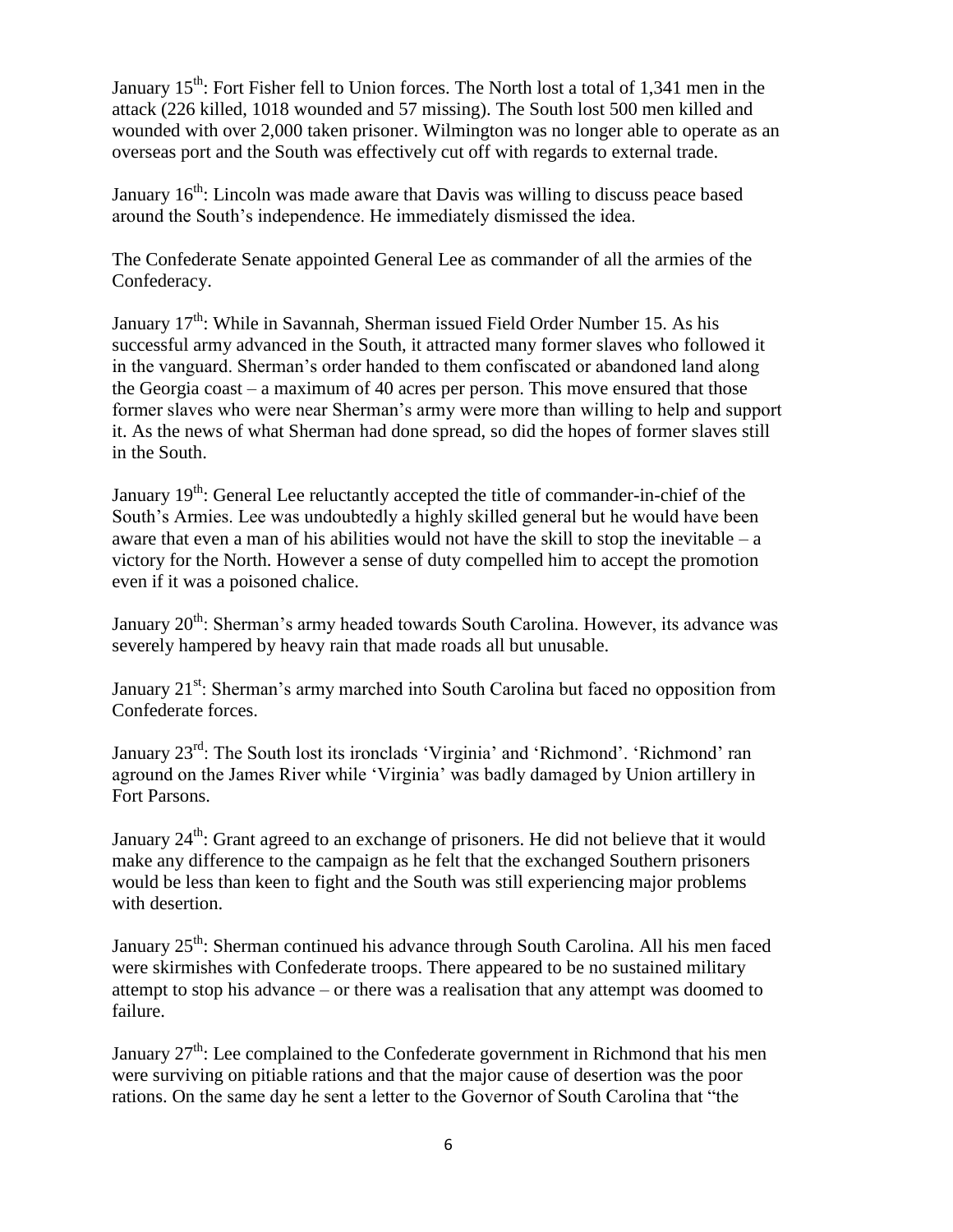January 15th: Fort Fisher fell to Union forces. The North lost a total of 1,341 men in the attack (226 killed, 1018 wounded and 57 missing). The South lost 500 men killed and wounded with over 2,000 taken prisoner. Wilmington was no longer able to operate as an overseas port and the South was effectively cut off with regards to external trade.

January 16th: Lincoln was made aware that Davis was willing to discuss peace based around the South's independence. He immediately dismissed the idea.

The Confederate Senate appointed General Lee as commander of all the armies of the Confederacy.

January 17th: While in Savannah, Sherman issued Field Order Number 15. As his successful army advanced in the South, it attracted many former slaves who followed it in the vanguard. Sherman's order handed to them confiscated or abandoned land along the Georgia coast – a maximum of 40 acres per person. This move ensured that those former slaves who were near Sherman's army were more than willing to help and support it. As the news of what Sherman had done spread, so did the hopes of former slaves still in the South.

January 19th: General Lee reluctantly accepted the title of commander-in-chief of the South's Armies. Lee was undoubtedly a highly skilled general but he would have been aware that even a man of his abilities would not have the skill to stop the inevitable – a victory for the North. However a sense of duty compelled him to accept the promotion even if it was a poisoned chalice.

January 20th: Sherman's army headed towards South Carolina. However, its advance was severely hampered by heavy rain that made roads all but unusable.

January 21st: Sherman's army marched into South Carolina but faced no opposition from Confederate forces.

January 23rd: The South lost its ironclads 'Virginia' and 'Richmond'. 'Richmond' ran aground on the James River while 'Virginia' was badly damaged by Union artillery in Fort Parsons.

January 24th: Grant agreed to an exchange of prisoners. He did not believe that it would make any difference to the campaign as he felt that the exchanged Southern prisoners would be less than keen to fight and the South was still experiencing major problems with desertion.

January 25th: Sherman continued his advance through South Carolina. All his men faced were skirmishes with Confederate troops. There appeared to be no sustained military attempt to stop his advance – or there was a realisation that any attempt was doomed to failure.

January 27th: Lee complained to the Confederate government in Richmond that his men were surviving on pitiable rations and that the major cause of desertion was the poor rations. On the same day he sent a letter to the Governor of South Carolina that "the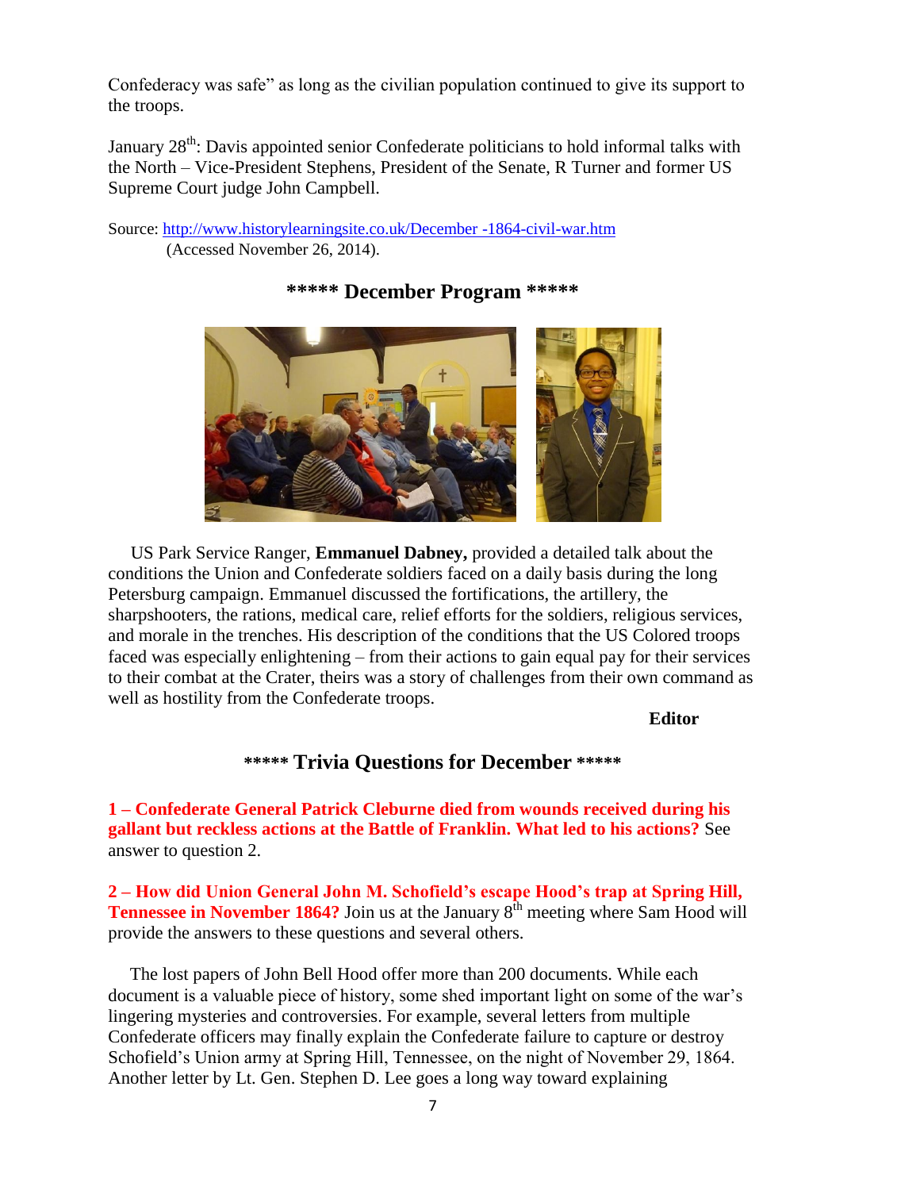Confederacy was safe" as long as the civilian population continued to give its support to the troops.

January 28th: Davis appointed senior Confederate politicians to hold informal talks with the North – Vice-President Stephens, President of the Senate, R Turner and former US Supreme Court judge John Campbell.

Source: http://www.historylearningsite.co.uk/December -1864-civil-war.htm
(Accessed November 26, 2014).

## ***** December Program *****

US Park Service Ranger, **Emmanuel Dabney,** provided a detailed talk about the conditions the Union and Confederate soldiers faced on a daily basis during the long Petersburg campaign. Emmanuel discussed the fortifications, the artillery, the sharpshooters, the rations, medical care, relief efforts for the soldiers, religious services, and morale in the trenches. His description of the conditions that the US Colored troops faced was especially enlightening – from their actions to gain equal pay for their services to their combat at the Crater, theirs was a story of challenges from their own command as well as hostility from the Confederate troops.

**Editor**

## ***** Trivia Questions for December *****

**1 – Confederate General Patrick Cleburne died from wounds received during his gallant but reckless actions at the Battle of Franklin. What led to his actions?** See answer to question 2.

**2 – How did Union General John M. Schofield's escape Hood's trap at Spring Hill, Tennessee in November 1864?** Join us at the January 8th meeting where Sam Hood will provide the answers to these questions and several others.

The lost papers of John Bell Hood offer more than 200 documents. While each document is a valuable piece of history, some shed important light on some of the war's lingering mysteries and controversies. For example, several letters from multiple Confederate officers may finally explain the Confederate failure to capture or destroy Schofield's Union army at Spring Hill, Tennessee, on the night of November 29, 1864. Another letter by Lt. Gen. Stephen D. Lee goes a long way toward explaining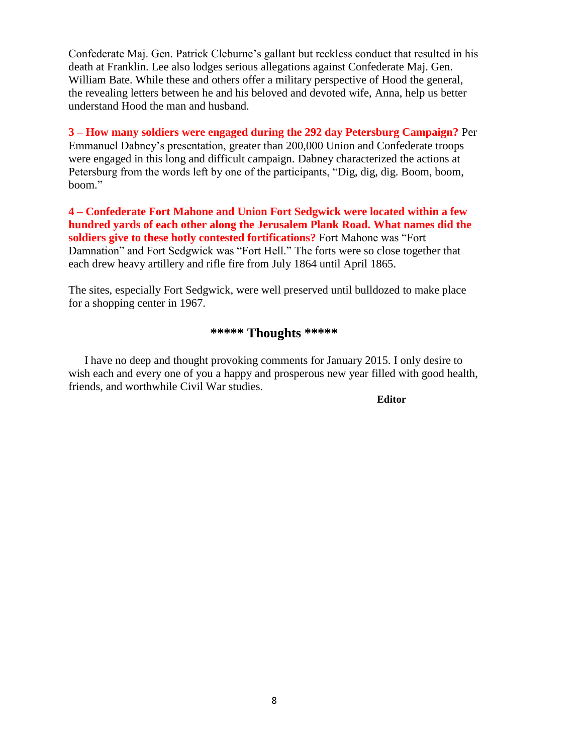Confederate Maj. Gen. Patrick Cleburne's gallant but reckless conduct that resulted in his death at Franklin. Lee also lodges serious allegations against Confederate Maj. Gen. William Bate. While these and others offer a military perspective of Hood the general, the revealing letters between he and his beloved and devoted wife, Anna, help us better understand Hood the man and husband.

**3 – How many soldiers were engaged during the 292 day Petersburg Campaign?** Per Emmanuel Dabney's presentation, greater than 200,000 Union and Confederate troops were engaged in this long and difficult campaign. Dabney characterized the actions at Petersburg from the words left by one of the participants, "Dig, dig, dig. Boom, boom, boom."

**4 – Confederate Fort Mahone and Union Fort Sedgwick were located within a few hundred yards of each other along the Jerusalem Plank Road. What names did the soldiers give to these hotly contested fortifications?** Fort Mahone was "Fort Damnation" and Fort Sedgwick was "Fort Hell." The forts were so close together that each drew heavy artillery and rifle fire from July 1864 until April 1865.

The sites, especially Fort Sedgwick, were well preserved until bulldozed to make place for a shopping center in 1967.

## ***** Thoughts *****

I have no deep and thought provoking comments for January 2015. I only desire to wish each and every one of you a happy and prosperous new year filled with good health, friends, and worthwhile Civil War studies.

**Editor**